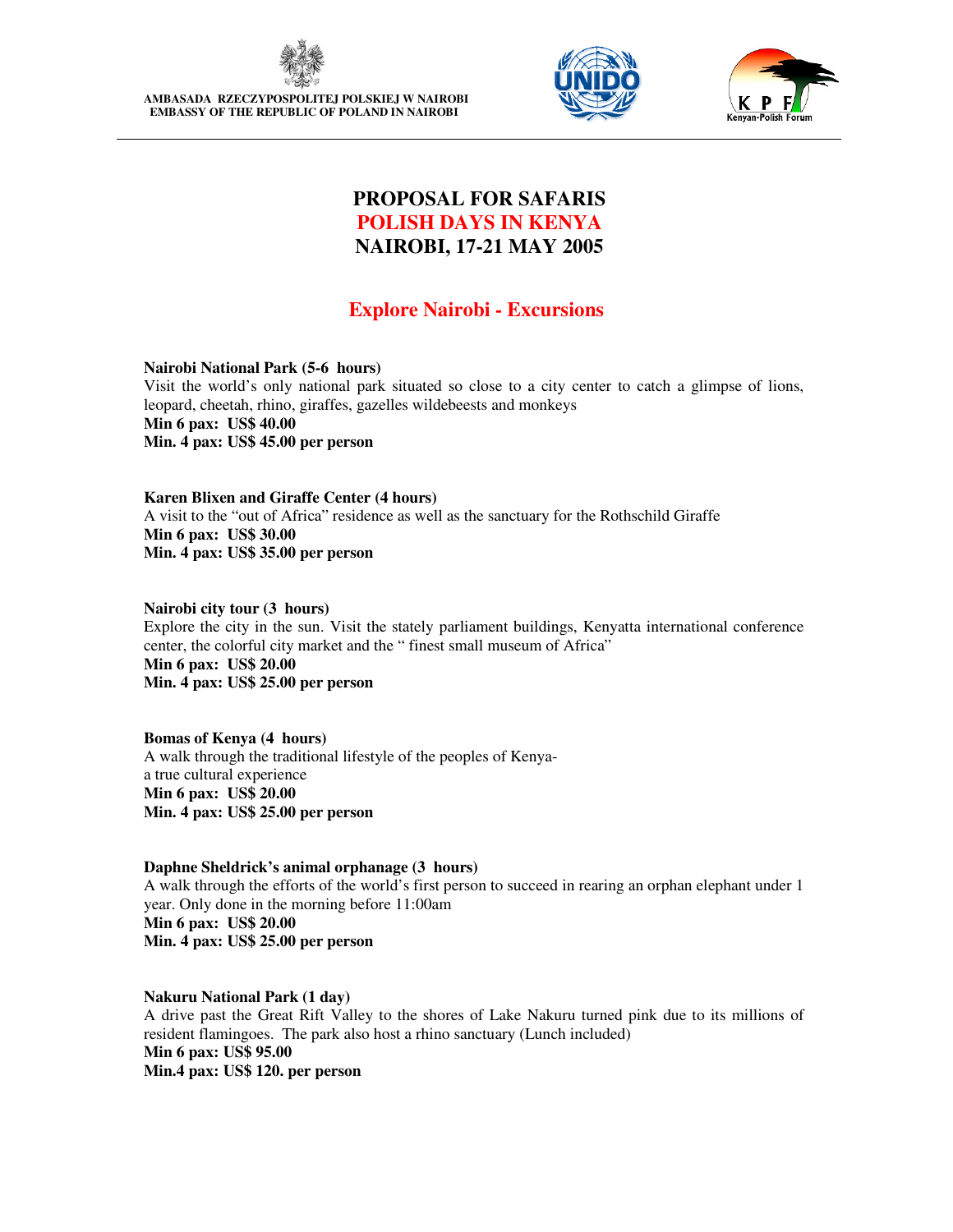AMBASADA RZECZYPOSPOLITEJ POLSKIEJ W NAIROBI
EMBASSY OF THE REPUBLIC OF POLAND IN NAIROBI

UNIDO

K P F
Kenyan-Polish Forum

# PROPOSAL FOR SAFARIS
# POLISH DAYS IN KENYA
# NAIROBI, 17-21 MAY 2005

## Explore Nairobi - Excursions

**Nairobi National Park (5-6 hours)**
Visit the world's only national park situated so close to a city center to catch a glimpse of lions, leopard, cheetah, rhino, giraffes, gazelles wildebeests and monkeys
**Min 6 pax: US$ 40.00**
**Min. 4 pax: US$ 45.00 per person**

**Karen Blixen and Giraffe Center (4 hours)**
A visit to the "out of Africa" residence as well as the sanctuary for the Rothschild Giraffe
**Min 6 pax: US$ 30.00**
**Min. 4 pax: US$ 35.00 per person**

**Nairobi city tour (3 hours)**
Explore the city in the sun. Visit the stately parliament buildings, Kenyatta international conference center, the colorful city market and the " finest small museum of Africa"
**Min 6 pax: US$ 20.00**
**Min. 4 pax: US$ 25.00 per person**

**Bomas of Kenya (4 hours)**
A walk through the traditional lifestyle of the peoples of Kenya-
a true cultural experience
**Min 6 pax: US$ 20.00**
**Min. 4 pax: US$ 25.00 per person**

**Daphne Sheldrick's animal orphanage (3 hours)**
A walk through the efforts of the world's first person to succeed in rearing an orphan elephant under 1 year. Only done in the morning before 11:00am
**Min 6 pax: US$ 20.00**
**Min. 4 pax: US$ 25.00 per person**

**Nakuru National Park (1 day)**
A drive past the Great Rift Valley to the shores of Lake Nakuru turned pink due to its millions of resident flamingoes. The park also host a rhino sanctuary (Lunch included)
**Min 6 pax: US$ 95.00**
**Min.4 pax: US$ 120. per person**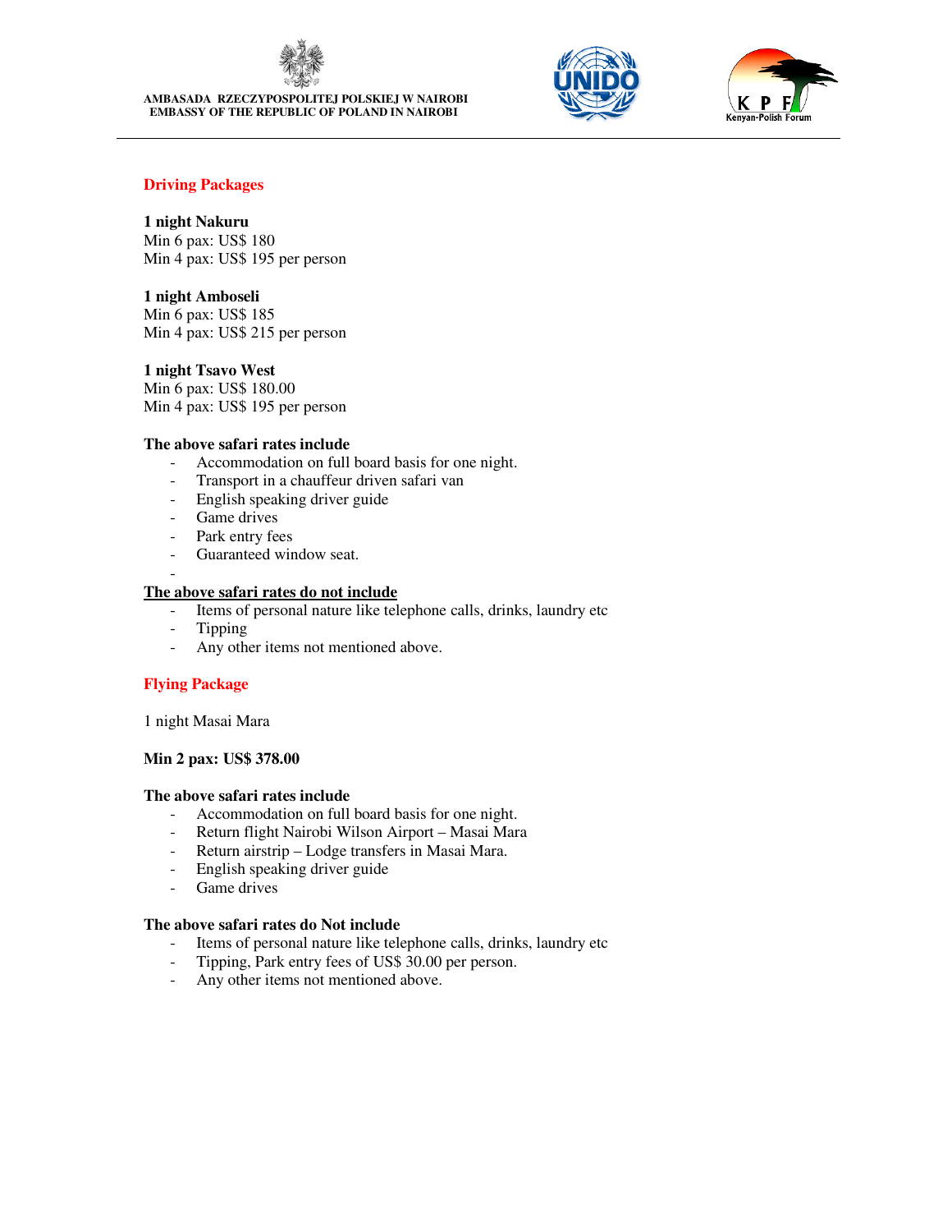AMBASADA RZECZYPOSPOLITEJ POLSKIEJ W NAIROBI
EMBASSY OF THE REPUBLIC OF POLAND IN NAIROBI

## Driving Packages

**1 night Nakuru**
Min 6 pax: US$ 180
Min 4 pax: US$ 195 per person

**1 night Amboseli**
Min 6 pax: US$ 185
Min 4 pax: US$ 215 per person

**1 night Tsavo West**
Min 6 pax: US$ 180.00
Min 4 pax: US$ 195 per person

**The above safari rates include**

- Accommodation on full board basis for one night.
- Transport in a chauffeur driven safari van
- English speaking driver guide
- Game drives
- Park entry fees
- Guaranteed window seat.

**The above safari rates do not include**

- Items of personal nature like telephone calls, drinks, laundry etc
- Tipping
- Any other items not mentioned above.

## Flying Package

1 night Masai Mara

**Min 2 pax: US$ 378.00**

**The above safari rates include**

- Accommodation on full board basis for one night.
- Return flight Nairobi Wilson Airport – Masai Mara
- Return airstrip – Lodge transfers in Masai Mara.
- English speaking driver guide
- Game drives

**The above safari rates do Not include**

- Items of personal nature like telephone calls, drinks, laundry etc
- Tipping, Park entry fees of US$ 30.00 per person.
- Any other items not mentioned above.